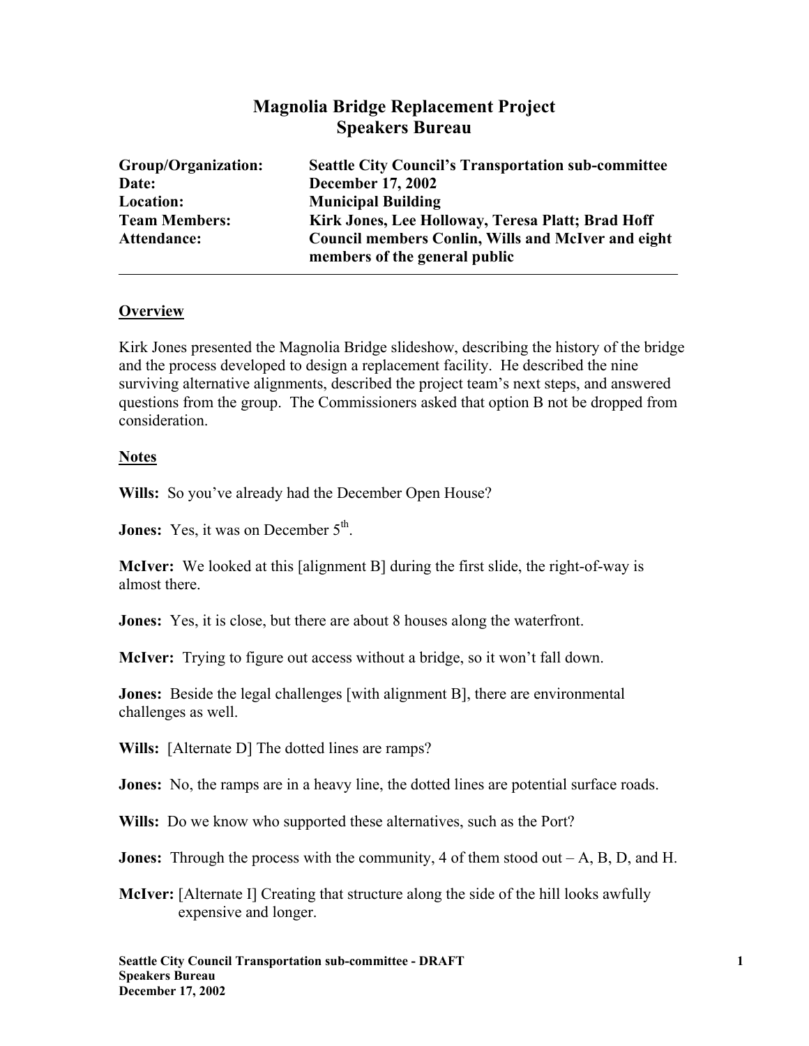# Magnolia Bridge Replacement Project
## Speakers Bureau

| | |
|---|---|
| **Group/Organization:** | **Seattle City Council's Transportation sub-committee** |
| **Date:** | **December 17, 2002** |
| **Location:** | **Municipal Building** |
| **Team Members:** | **Kirk Jones, Lee Holloway, Teresa Platt; Brad Hoff** |
| **Attendance:** | **Council members Conlin, Wills and McIver and eight members of the general public** |

---

**Overview**

Kirk Jones presented the Magnolia Bridge slideshow, describing the history of the bridge and the process developed to design a replacement facility. He described the nine surviving alternative alignments, described the project team's next steps, and answered questions from the group. The Commissioners asked that option B not be dropped from consideration.

**Notes**

**Wills:** So you've already had the December Open House?

**Jones:** Yes, it was on December 5th.

**McIver:** We looked at this [alignment B] during the first slide, the right-of-way is almost there.

**Jones:** Yes, it is close, but there are about 8 houses along the waterfront.

**McIver:** Trying to figure out access without a bridge, so it won't fall down.

**Jones:** Beside the legal challenges [with alignment B], there are environmental challenges as well.

**Wills:** [Alternate D] The dotted lines are ramps?

**Jones:** No, the ramps are in a heavy line, the dotted lines are potential surface roads.

**Wills:** Do we know who supported these alternatives, such as the Port?

**Jones:** Through the process with the community, 4 of them stood out – A, B, D, and H.

**McIver:** [Alternate I] Creating that structure along the side of the hill looks awfully expensive and longer.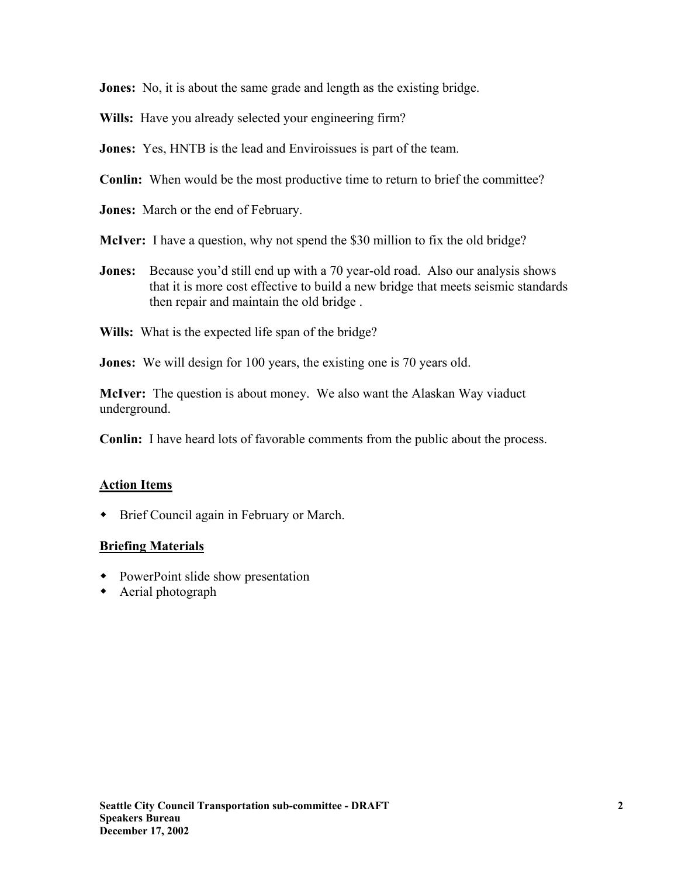**Jones:** No, it is about the same grade and length as the existing bridge.

**Wills:** Have you already selected your engineering firm?

**Jones:** Yes, HNTB is the lead and Enviroissues is part of the team.

**Conlin:** When would be the most productive time to return to brief the committee?

**Jones:** March or the end of February.

**McIver:** I have a question, why not spend the $30 million to fix the old bridge?

**Jones:** Because you'd still end up with a 70 year-old road. Also our analysis shows that it is more cost effective to build a new bridge that meets seismic standards then repair and maintain the old bridge .

**Wills:** What is the expected life span of the bridge?

**Jones:** We will design for 100 years, the existing one is 70 years old.

**McIver:** The question is about money. We also want the Alaskan Way viaduct underground.

**Conlin:** I have heard lots of favorable comments from the public about the process.

## Action Items

- Brief Council again in February or March.

## Briefing Materials

- PowerPoint slide show presentation
- Aerial photograph